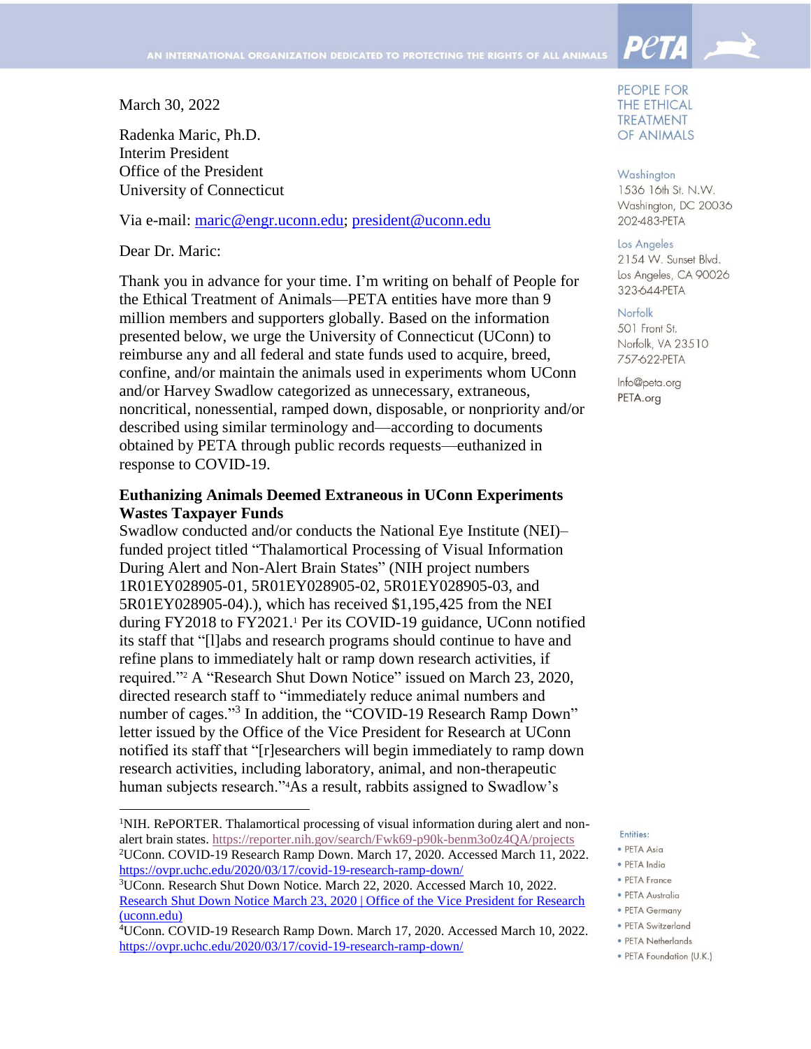AN INTERNATIONAL ORGANIZATION DEDICATED TO PROTECTING THE RIGHTS OF ALL ANIMALS

PETA

PEOPLE FOR THE ETHICAL TREATMENT OF ANIMALS

Washington
1536 16th St. N.W.
Washington, DC 20036
202-483-PETA

Los Angeles
2154 W. Sunset Blvd.
Los Angeles, CA 90026
323-644-PETA

Norfolk
501 Front St.
Norfolk, VA 23510
757-622-PETA

Info@peta.org
PETA.org

Entities:
- PETA Asia
- PETA India
- PETA France
- PETA Australia
- PETA Germany
- PETA Switzerland
- PETA Netherlands
- PETA Foundation (U.K.)

March 30, 2022

Radenka Maric, Ph.D.
Interim President
Office of the President
University of Connecticut

Via e-mail: maric@engr.uconn.edu; president@uconn.edu

Dear Dr. Maric:

Thank you in advance for your time. I'm writing on behalf of People for the Ethical Treatment of Animals—PETA entities have more than 9 million members and supporters globally. Based on the information presented below, we urge the University of Connecticut (UConn) to reimburse any and all federal and state funds used to acquire, breed, confine, and/or maintain the animals used in experiments whom UConn and/or Harvey Swadlow categorized as unnecessary, extraneous, noncritical, nonessential, ramped down, disposable, or nonpriority and/or described using similar terminology and—according to documents obtained by PETA through public records requests—euthanized in response to COVID-19.

**Euthanizing Animals Deemed Extraneous in UConn Experiments Wastes Taxpayer Funds**

Swadlow conducted and/or conducts the National Eye Institute (NEI)–funded project titled "Thalamortical Processing of Visual Information During Alert and Non-Alert Brain States" (NIH project numbers 1R01EY028905-01, 5R01EY028905-02, 5R01EY028905-03, and 5R01EY028905-04).), which has received $1,195,425 from the NEI during FY2018 to FY2021.[1] Per its COVID-19 guidance, UConn notified its staff that "[l]abs and research programs should continue to have and refine plans to immediately halt or ramp down research activities, if required."[2] A "Research Shut Down Notice" issued on March 23, 2020, directed research staff to "immediately reduce animal numbers and number of cages."[3] In addition, the "COVID-19 Research Ramp Down" letter issued by the Office of the Vice President for Research at UConn notified its staff that "[r]esearchers will begin immediately to ramp down research activities, including laboratory, animal, and non-therapeutic human subjects research."[4]As a result, rabbits assigned to Swadlow's

---

[1]NIH. RePORTER. Thalamortical processing of visual information during alert and non-alert brain states. https://reporter.nih.gov/search/Fwk69-p90k-benm3o0z4QA/projects

[2]UConn. COVID-19 Research Ramp Down. March 17, 2020. Accessed March 11, 2022. https://ovpr.uchc.edu/2020/03/17/covid-19-research-ramp-down/

[3]UConn. Research Shut Down Notice. March 22, 2020. Accessed March 10, 2022. Research Shut Down Notice March 23, 2020 | Office of the Vice President for Research (uconn.edu)

[4]UConn. COVID-19 Research Ramp Down. March 17, 2020. Accessed March 10, 2022. https://ovpr.uchc.edu/2020/03/17/covid-19-research-ramp-down/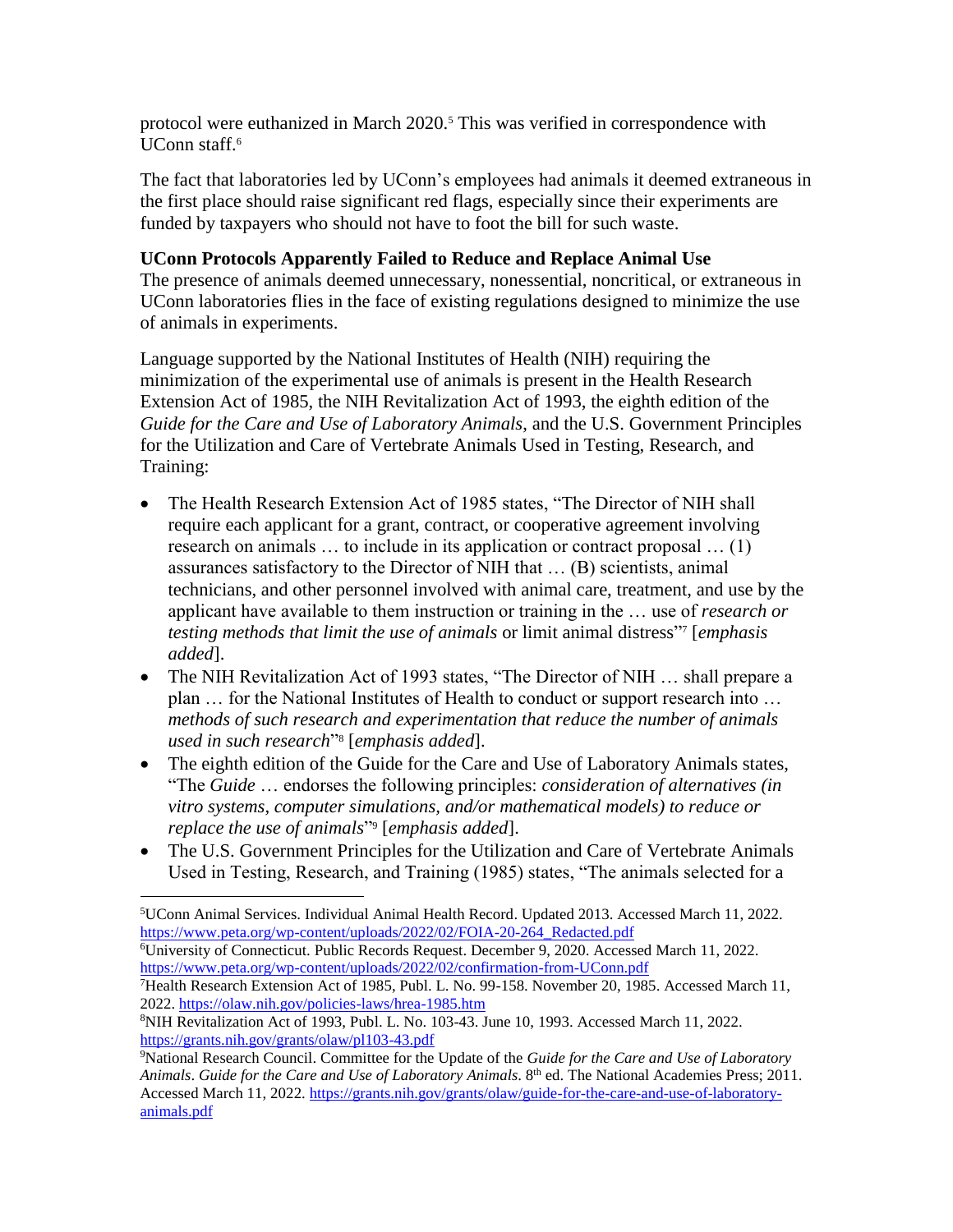protocol were euthanized in March 2020.[5] This was verified in correspondence with UConn staff.[6]

The fact that laboratories led by UConn's employees had animals it deemed extraneous in the first place should raise significant red flags, especially since their experiments are funded by taxpayers who should not have to foot the bill for such waste.

**UConn Protocols Apparently Failed to Reduce and Replace Animal Use**

The presence of animals deemed unnecessary, nonessential, noncritical, or extraneous in UConn laboratories flies in the face of existing regulations designed to minimize the use of animals in experiments.

Language supported by the National Institutes of Health (NIH) requiring the minimization of the experimental use of animals is present in the Health Research Extension Act of 1985, the NIH Revitalization Act of 1993, the eighth edition of the *Guide for the Care and Use of Laboratory Animals*, and the U.S. Government Principles for the Utilization and Care of Vertebrate Animals Used in Testing, Research, and Training:

- The Health Research Extension Act of 1985 states, "The Director of NIH shall require each applicant for a grant, contract, or cooperative agreement involving research on animals … to include in its application or contract proposal … (1) assurances satisfactory to the Director of NIH that … (B) scientists, animal technicians, and other personnel involved with animal care, treatment, and use by the applicant have available to them instruction or training in the … use of *research or testing methods that limit the use of animals* or limit animal distress"[7] [*emphasis added*].
- The NIH Revitalization Act of 1993 states, "The Director of NIH … shall prepare a plan … for the National Institutes of Health to conduct or support research into … *methods of such research and experimentation that reduce the number of animals used in such research*"[8] [*emphasis added*].
- The eighth edition of the Guide for the Care and Use of Laboratory Animals states, "The *Guide* … endorses the following principles: *consideration of alternatives (in vitro systems, computer simulations, and/or mathematical models) to reduce or replace the use of animals*"[9] [*emphasis added*].
- The U.S. Government Principles for the Utilization and Care of Vertebrate Animals Used in Testing, Research, and Training (1985) states, "The animals selected for a

---

[5]UConn Animal Services. Individual Animal Health Record. Updated 2013. Accessed March 11, 2022. https://www.peta.org/wp-content/uploads/2022/02/FOIA-20-264_Redacted.pdf

[6]University of Connecticut. Public Records Request. December 9, 2020. Accessed March 11, 2022. https://www.peta.org/wp-content/uploads/2022/02/confirmation-from-UConn.pdf

[7]Health Research Extension Act of 1985, Publ. L. No. 99-158. November 20, 1985. Accessed March 11, 2022. https://olaw.nih.gov/policies-laws/hrea-1985.htm

[8]NIH Revitalization Act of 1993, Publ. L. No. 103-43. June 10, 1993. Accessed March 11, 2022. https://grants.nih.gov/grants/olaw/pl103-43.pdf

[9]National Research Council. Committee for the Update of the *Guide for the Care and Use of Laboratory Animals*. *Guide for the Care and Use of Laboratory Animals*. 8th ed. The National Academies Press; 2011. Accessed March 11, 2022. https://grants.nih.gov/grants/olaw/guide-for-the-care-and-use-of-laboratory-animals.pdf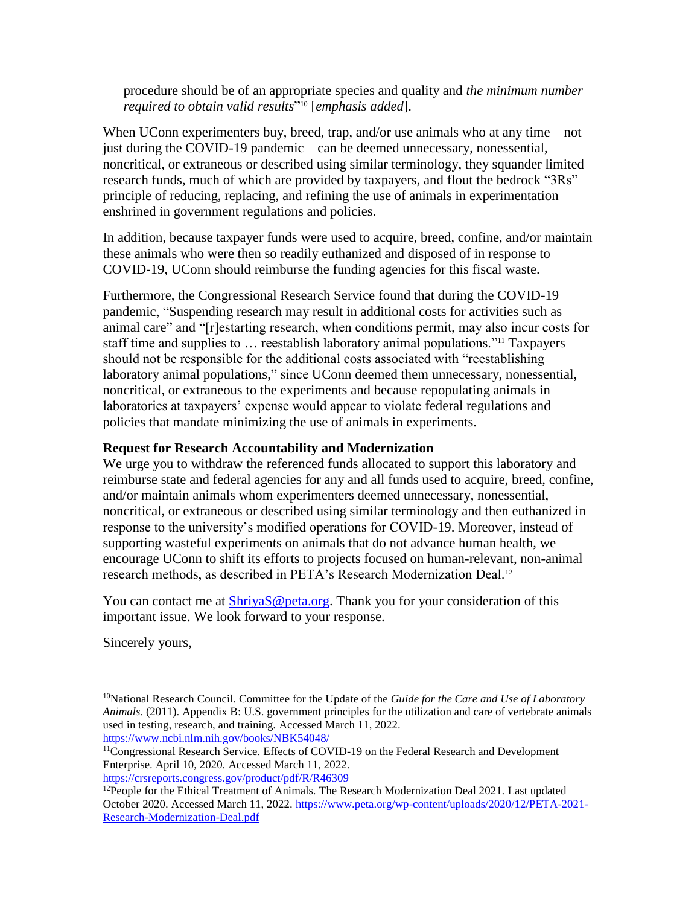procedure should be of an appropriate species and quality and *the minimum number required to obtain valid results*"[10] [*emphasis added*].

When UConn experimenters buy, breed, trap, and/or use animals who at any time—not just during the COVID-19 pandemic—can be deemed unnecessary, nonessential, noncritical, or extraneous or described using similar terminology, they squander limited research funds, much of which are provided by taxpayers, and flout the bedrock "3Rs" principle of reducing, replacing, and refining the use of animals in experimentation enshrined in government regulations and policies.

In addition, because taxpayer funds were used to acquire, breed, confine, and/or maintain these animals who were then so readily euthanized and disposed of in response to COVID-19, UConn should reimburse the funding agencies for this fiscal waste.

Furthermore, the Congressional Research Service found that during the COVID-19 pandemic, "Suspending research may result in additional costs for activities such as animal care" and "[r]estarting research, when conditions permit, may also incur costs for staff time and supplies to … reestablish laboratory animal populations."[11] Taxpayers should not be responsible for the additional costs associated with "reestablishing laboratory animal populations," since UConn deemed them unnecessary, nonessential, noncritical, or extraneous to the experiments and because repopulating animals in laboratories at taxpayers' expense would appear to violate federal regulations and policies that mandate minimizing the use of animals in experiments.

**Request for Research Accountability and Modernization**

We urge you to withdraw the referenced funds allocated to support this laboratory and reimburse state and federal agencies for any and all funds used to acquire, breed, confine, and/or maintain animals whom experimenters deemed unnecessary, nonessential, noncritical, or extraneous or described using similar terminology and then euthanized in response to the university's modified operations for COVID-19. Moreover, instead of supporting wasteful experiments on animals that do not advance human health, we encourage UConn to shift its efforts to projects focused on human-relevant, non-animal research methods, as described in PETA's Research Modernization Deal.[12]

You can contact me at ShriyaS@peta.org. Thank you for your consideration of this important issue. We look forward to your response.

Sincerely yours,

---

[10] National Research Council. Committee for the Update of the *Guide for the Care and Use of Laboratory Animals*. (2011). Appendix B: U.S. government principles for the utilization and care of vertebrate animals used in testing, research, and training. Accessed March 11, 2022. https://www.ncbi.nlm.nih.gov/books/NBK54048/

[11] Congressional Research Service. Effects of COVID-19 on the Federal Research and Development Enterprise. April 10, 2020. Accessed March 11, 2022. https://crsreports.congress.gov/product/pdf/R/R46309

[12] People for the Ethical Treatment of Animals. The Research Modernization Deal 2021. Last updated October 2020. Accessed March 11, 2022. https://www.peta.org/wp-content/uploads/2020/12/PETA-2021-Research-Modernization-Deal.pdf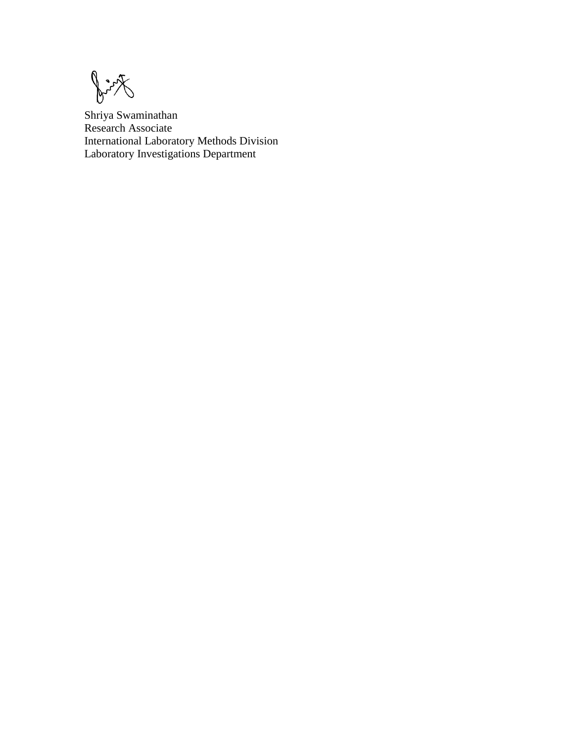Shriya Swaminathan  
Research Associate  
International Laboratory Methods Division  
Laboratory Investigations Department